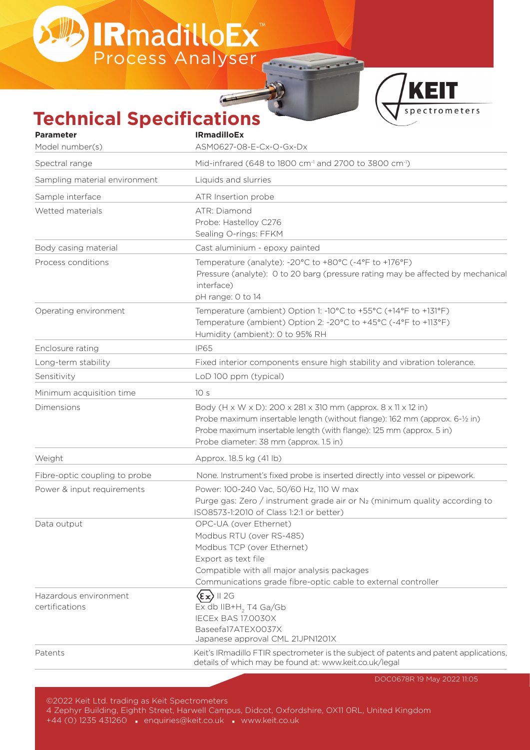# IRmadilloEx™ Process Analyser

KEIT spectrometers

## Technical Specifications

| Parameter | IRmadilloEx |
|---|---|
| Model number(s) | ASM0627-08-E-Cx-O-Gx-Dx |
| Spectral range | Mid-infrared (648 to 1800 cm$^{-1}$ and 2700 to 3800 cm$^{-1}$) |
| Sampling material environment | Liquids and slurries |
| Sample interface | ATR Insertion probe |
| Wetted materials | ATR: Diamond<br>Probe: Hastelloy C276<br>Sealing O-rings: FFKM |
| Body casing material | Cast aluminium - epoxy painted |
| Process conditions | Temperature (analyte): -20°C to +80°C (-4°F to +176°F)<br>Pressure (analyte): 0 to 20 barg (pressure rating may be affected by mechanical interface)<br>pH range: 0 to 14 |
| Operating environment | Temperature (ambient) Option 1: -10°C to +55°C (+14°F to +131°F)<br>Temperature (ambient) Option 2: -20°C to +45°C (-4°F to +113°F)<br>Humidity (ambient): 0 to 95% RH |
| Enclosure rating | IP65 |
| Long-term stability | Fixed interior components ensure high stability and vibration tolerance. |
| Sensitivity | LoD 100 ppm (typical) |
| Minimum acquisition time | 10 s |
| Dimensions | Body (H x W x D): 200 x 281 x 310 mm (approx. 8 x 11 x 12 in)<br>Probe maximum insertable length (without flange): 162 mm (approx. 6-½ in)<br>Probe maximum insertable length (with flange): 125 mm (approx. 5 in)<br>Probe diameter: 38 mm (approx. 1.5 in) |
| Weight | Approx. 18.5 kg (41 lb) |
| Fibre-optic coupling to probe | None. Instrument's fixed probe is inserted directly into vessel or pipework. |
| Power & input requirements | Power: 100-240 Vac, 50/60 Hz, 110 W max<br>Purge gas: Zero / instrument grade air or $N_2$ (minimum quality according to ISO8573-1:2010 of Class 1:2:1 or better) |
| Data output | OPC-UA (over Ethernet)<br>Modbus RTU (over RS-485)<br>Modbus TCP (over Ethernet)<br>Export as text file<br>Compatible with all major analysis packages<br>Communications grade fibre-optic cable to external controller |
| Hazardous environment certifications | Ex II 2G<br>Ex db IIB+$H_2$ T4 Ga/Gb<br>IECEx BAS 17.0030X<br>Baseefa17ATEX0037X<br>Japanese approval CML 21JPN1201X |
| Patents | Keit's IRmadillo FTIR spectrometer is the subject of patents and patent applications, details of which may be found at: www.keit.co.uk/legal |

DOC0678R 19 May 2022 11:05

©2022 Keit Ltd. trading as Keit Spectrometers
4 Zephyr Building, Eighth Street, Harwell Campus, Didcot, Oxfordshire, OX11 0RL, United Kingdom
+44 (0) 1235 431260 ▪ enquiries@keit.co.uk ▪ www.keit.co.uk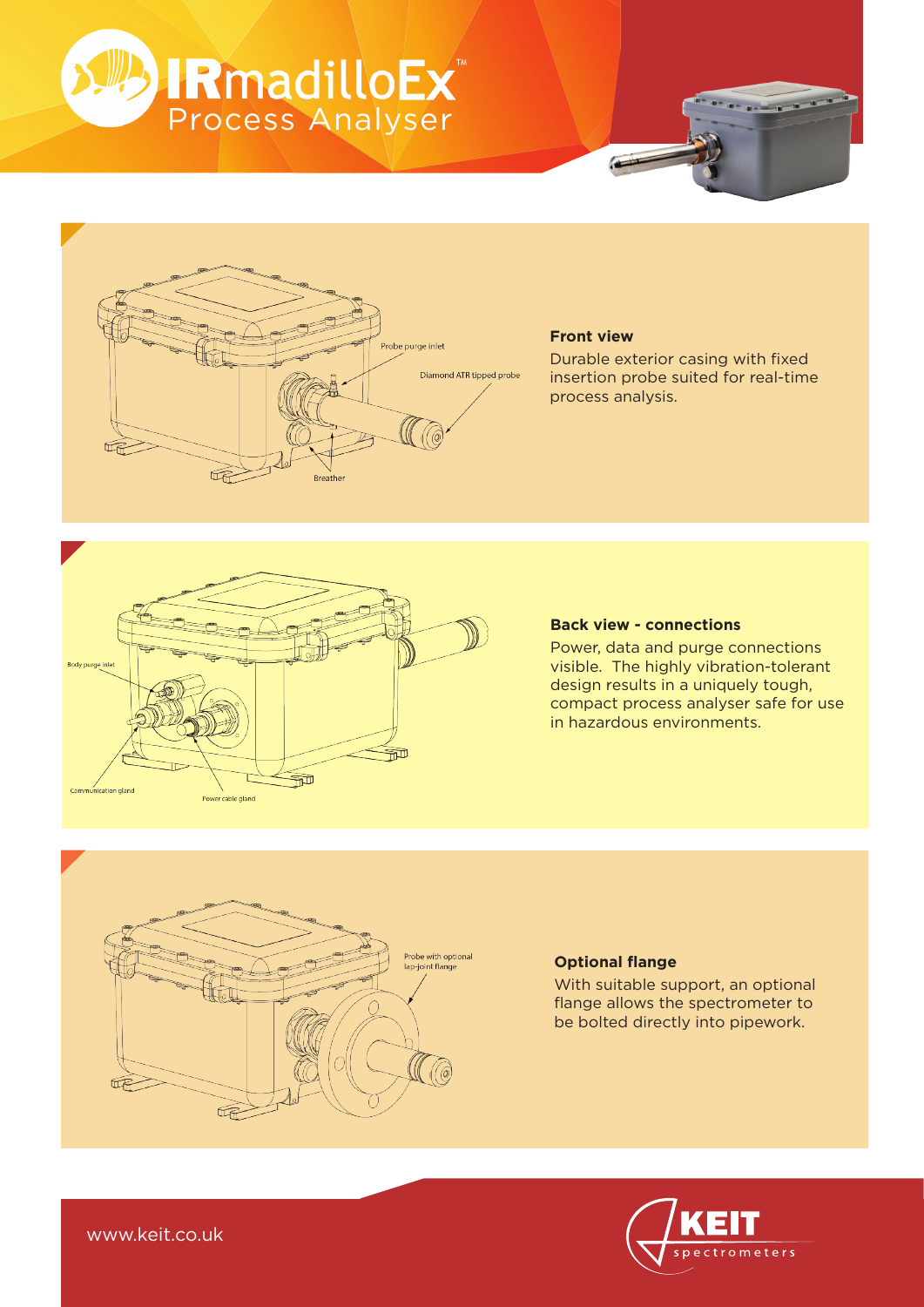# IRmadilloEx™ Process Analyser

Probe purge inlet

Diamond ATR tipped probe

Breather

### Front view

Durable exterior casing with fixed insertion probe suited for real-time process analysis.

Body purge inlet

Communication gland

Power cable gland

### Back view - connections

Power, data and purge connections visible. The highly vibration-tolerant design results in a uniquely tough, compact process analyser safe for use in hazardous environments.

Probe with optional lap-joint flange

### Optional flange

With suitable support, an optional flange allows the spectrometer to be bolted directly into pipework.

www.keit.co.uk

KEIT spectrometers